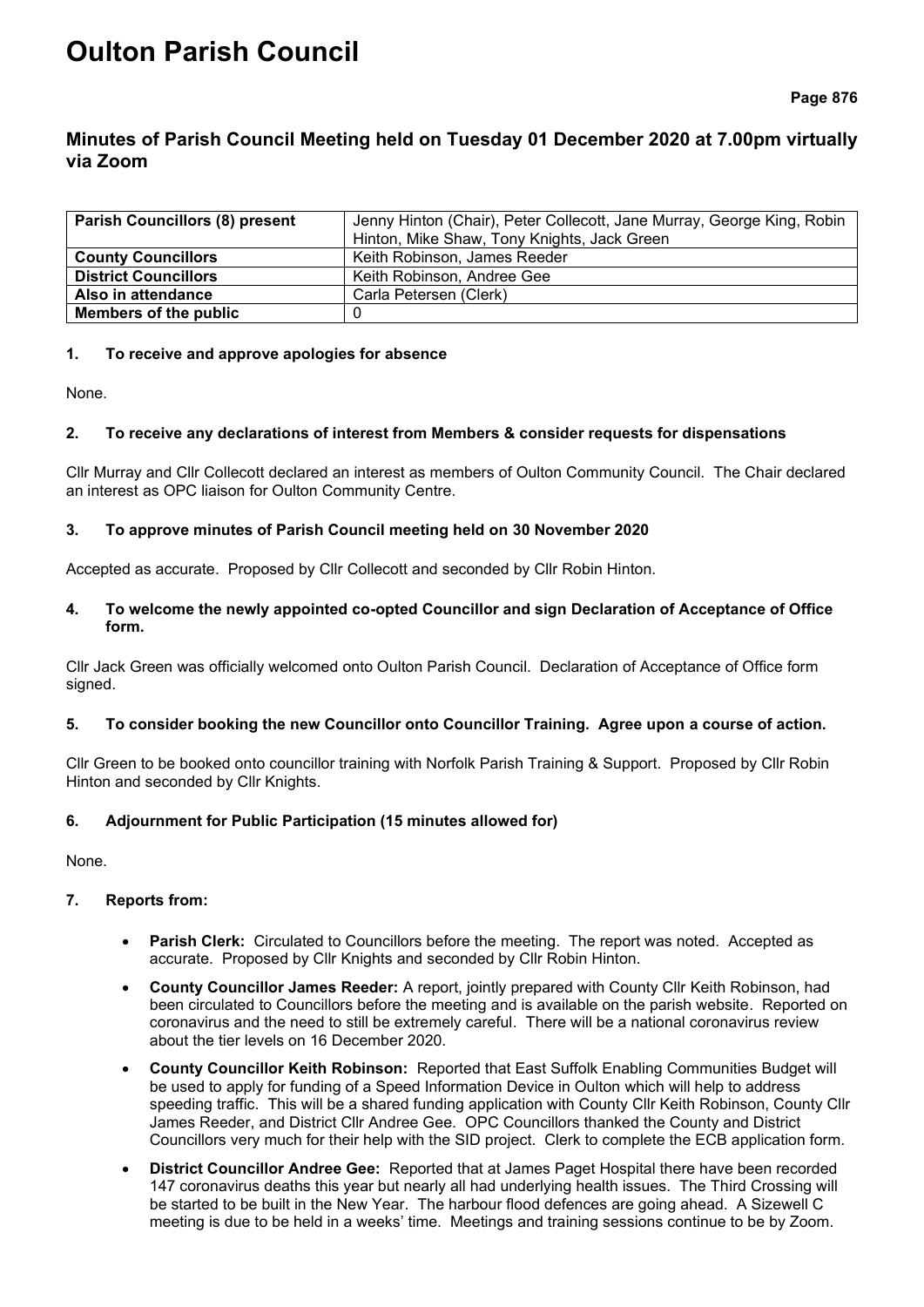# Oulton Parish Council

## Minutes of Parish Council Meeting held on Tuesday 01 December 2020 at 7.00pm virtually via Zoom

| **Parish Councillors (8) present** | Jenny Hinton (Chair), Peter Collecott, Jane Murray, George King, Robin Hinton, Mike Shaw, Tony Knights, Jack Green |
|---|---|
| **County Councillors** | Keith Robinson, James Reeder |
| **District Councillors** | Keith Robinson, Andree Gee |
| **Also in attendance** | Carla Petersen (Clerk) |
| **Members of the public** | 0 |

**1. To receive and approve apologies for absence**

None.

**2. To receive any declarations of interest from Members & consider requests for dispensations**

Cllr Murray and Cllr Collecott declared an interest as members of Oulton Community Council. The Chair declared an interest as OPC liaison for Oulton Community Centre.

**3. To approve minutes of Parish Council meeting held on 30 November 2020**

Accepted as accurate. Proposed by Cllr Collecott and seconded by Cllr Robin Hinton.

**4. To welcome the newly appointed co-opted Councillor and sign Declaration of Acceptance of Office form.**

Cllr Jack Green was officially welcomed onto Oulton Parish Council. Declaration of Acceptance of Office form signed.

**5. To consider booking the new Councillor onto Councillor Training. Agree upon a course of action.**

Cllr Green to be booked onto councillor training with Norfolk Parish Training & Support. Proposed by Cllr Robin Hinton and seconded by Cllr Knights.

**6. Adjournment for Public Participation (15 minutes allowed for)**

None.

**7. Reports from:**

- **Parish Clerk:** Circulated to Councillors before the meeting. The report was noted. Accepted as accurate. Proposed by Cllr Knights and seconded by Cllr Robin Hinton.
- **County Councillor James Reeder:** A report, jointly prepared with County Cllr Keith Robinson, had been circulated to Councillors before the meeting and is available on the parish website. Reported on coronavirus and the need to still be extremely careful. There will be a national coronavirus review about the tier levels on 16 December 2020.
- **County Councillor Keith Robinson:** Reported that East Suffolk Enabling Communities Budget will be used to apply for funding of a Speed Information Device in Oulton which will help to address speeding traffic. This will be a shared funding application with County Cllr Keith Robinson, County Cllr James Reeder, and District Cllr Andree Gee. OPC Councillors thanked the County and District Councillors very much for their help with the SID project. Clerk to complete the ECB application form.
- **District Councillor Andree Gee:** Reported that at James Paget Hospital there have been recorded 147 coronavirus deaths this year but nearly all had underlying health issues. The Third Crossing will be started to be built in the New Year. The harbour flood defences are going ahead. A Sizewell C meeting is due to be held in a weeks' time. Meetings and training sessions continue to be by Zoom.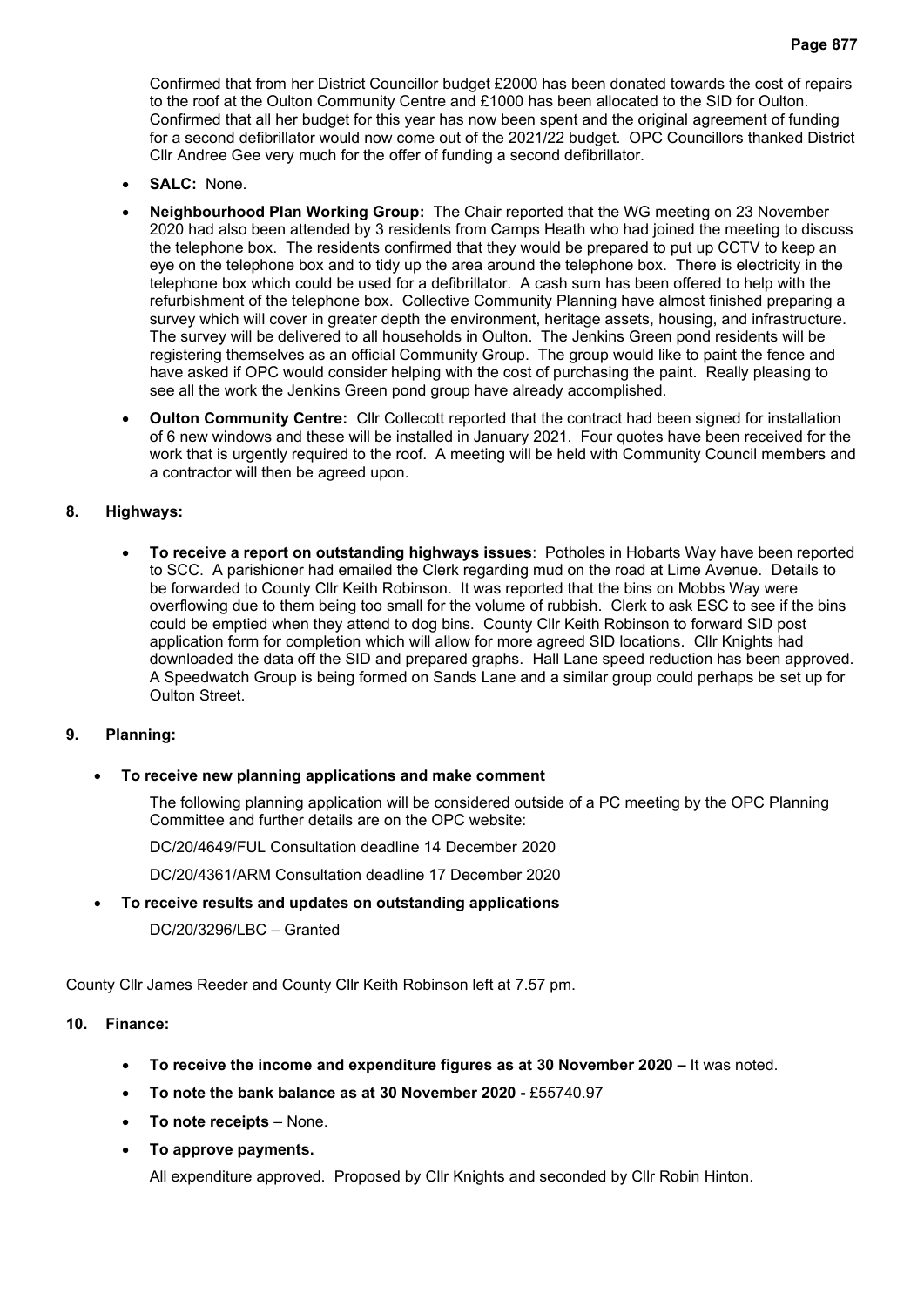Confirmed that from her District Councillor budget £2000 has been donated towards the cost of repairs to the roof at the Oulton Community Centre and £1000 has been allocated to the SID for Oulton. Confirmed that all her budget for this year has now been spent and the original agreement of funding for a second defibrillator would now come out of the 2021/22 budget. OPC Councillors thanked District Cllr Andree Gee very much for the offer of funding a second defibrillator.

- **SALC:** None.
- **Neighbourhood Plan Working Group:** The Chair reported that the WG meeting on 23 November 2020 had also been attended by 3 residents from Camps Heath who had joined the meeting to discuss the telephone box. The residents confirmed that they would be prepared to put up CCTV to keep an eye on the telephone box and to tidy up the area around the telephone box. There is electricity in the telephone box which could be used for a defibrillator. A cash sum has been offered to help with the refurbishment of the telephone box. Collective Community Planning have almost finished preparing a survey which will cover in greater depth the environment, heritage assets, housing, and infrastructure. The survey will be delivered to all households in Oulton. The Jenkins Green pond residents will be registering themselves as an official Community Group. The group would like to paint the fence and have asked if OPC would consider helping with the cost of purchasing the paint. Really pleasing to see all the work the Jenkins Green pond group have already accomplished.
- **Oulton Community Centre:** Cllr Collecott reported that the contract had been signed for installation of 6 new windows and these will be installed in January 2021. Four quotes have been received for the work that is urgently required to the roof. A meeting will be held with Community Council members and a contractor will then be agreed upon.

## 8. Highways:

- **To receive a report on outstanding highways issues**: Potholes in Hobarts Way have been reported to SCC. A parishioner had emailed the Clerk regarding mud on the road at Lime Avenue. Details to be forwarded to County Cllr Keith Robinson. It was reported that the bins on Mobbs Way were overflowing due to them being too small for the volume of rubbish. Clerk to ask ESC to see if the bins could be emptied when they attend to dog bins. County Cllr Keith Robinson to forward SID post application form for completion which will allow for more agreed SID locations. Cllr Knights had downloaded the data off the SID and prepared graphs. Hall Lane speed reduction has been approved. A Speedwatch Group is being formed on Sands Lane and a similar group could perhaps be set up for Oulton Street.

## 9. Planning:

- **To receive new planning applications and make comment**

  The following planning application will be considered outside of a PC meeting by the OPC Planning Committee and further details are on the OPC website:

  DC/20/4649/FUL Consultation deadline 14 December 2020

  DC/20/4361/ARM Consultation deadline 17 December 2020

- **To receive results and updates on outstanding applications**

  DC/20/3296/LBC – Granted

County Cllr James Reeder and County Cllr Keith Robinson left at 7.57 pm.

## 10. Finance:

- **To receive the income and expenditure figures as at 30 November 2020 –** It was noted.
- **To note the bank balance as at 30 November 2020 -** £55740.97
- **To note receipts** – None.
- **To approve payments.**

  All expenditure approved. Proposed by Cllr Knights and seconded by Cllr Robin Hinton.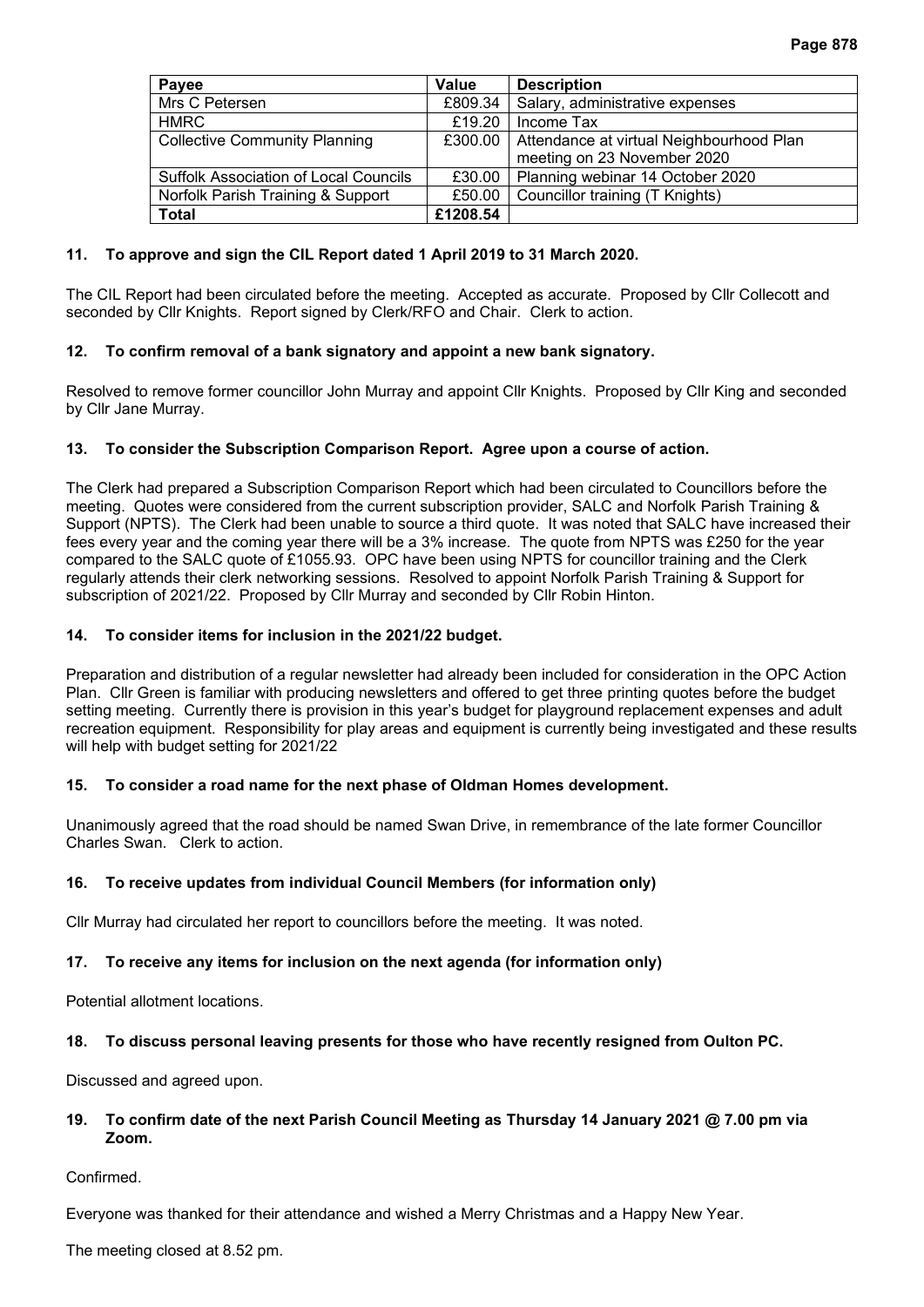| Payee | Value | Description |
|---|---|---|
| Mrs C Petersen | £809.34 | Salary, administrative expenses |
| HMRC | £19.20 | Income Tax |
| Collective Community Planning | £300.00 | Attendance at virtual Neighbourhood Plan meeting on 23 November 2020 |
| Suffolk Association of Local Councils | £30.00 | Planning webinar 14 October 2020 |
| Norfolk Parish Training & Support | £50.00 | Councillor training (T Knights) |
| **Total** | **£1208.54** | |

### 11. To approve and sign the CIL Report dated 1 April 2019 to 31 March 2020.

The CIL Report had been circulated before the meeting. Accepted as accurate. Proposed by Cllr Collecott and seconded by Cllr Knights. Report signed by Clerk/RFO and Chair. Clerk to action.

### 12. To confirm removal of a bank signatory and appoint a new bank signatory.

Resolved to remove former councillor John Murray and appoint Cllr Knights. Proposed by Cllr King and seconded by Cllr Jane Murray.

### 13. To consider the Subscription Comparison Report. Agree upon a course of action.

The Clerk had prepared a Subscription Comparison Report which had been circulated to Councillors before the meeting. Quotes were considered from the current subscription provider, SALC and Norfolk Parish Training & Support (NPTS). The Clerk had been unable to source a third quote. It was noted that SALC have increased their fees every year and the coming year there will be a 3% increase. The quote from NPTS was £250 for the year compared to the SALC quote of £1055.93. OPC have been using NPTS for councillor training and the Clerk regularly attends their clerk networking sessions. Resolved to appoint Norfolk Parish Training & Support for subscription of 2021/22. Proposed by Cllr Murray and seconded by Cllr Robin Hinton.

### 14. To consider items for inclusion in the 2021/22 budget.

Preparation and distribution of a regular newsletter had already been included for consideration in the OPC Action Plan. Cllr Green is familiar with producing newsletters and offered to get three printing quotes before the budget setting meeting. Currently there is provision in this year's budget for playground replacement expenses and adult recreation equipment. Responsibility for play areas and equipment is currently being investigated and these results will help with budget setting for 2021/22

### 15. To consider a road name for the next phase of Oldman Homes development.

Unanimously agreed that the road should be named Swan Drive, in remembrance of the late former Councillor Charles Swan. Clerk to action.

### 16. To receive updates from individual Council Members (for information only)

Cllr Murray had circulated her report to councillors before the meeting. It was noted.

### 17. To receive any items for inclusion on the next agenda (for information only)

Potential allotment locations.

### 18. To discuss personal leaving presents for those who have recently resigned from Oulton PC.

Discussed and agreed upon.

### 19. To confirm date of the next Parish Council Meeting as Thursday 14 January 2021 @ 7.00 pm via Zoom.

Confirmed.

Everyone was thanked for their attendance and wished a Merry Christmas and a Happy New Year.

The meeting closed at 8.52 pm.